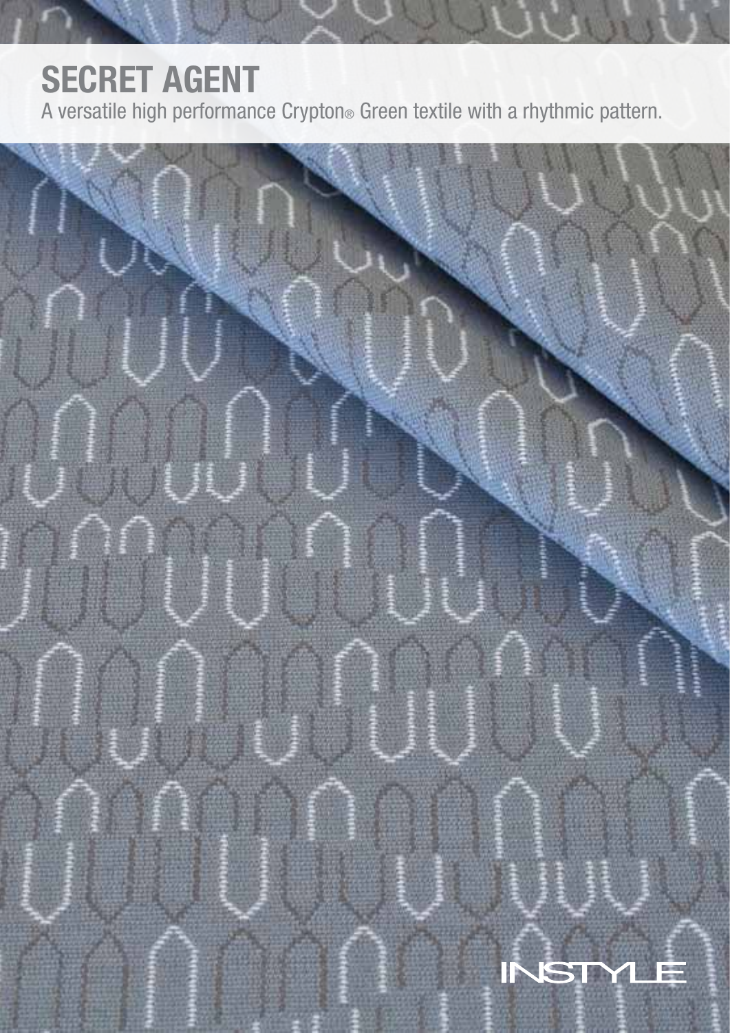# SECRET AGENT

A versatile high performance Crypton® Green textile with a rhythmic pattern.

INSTYLE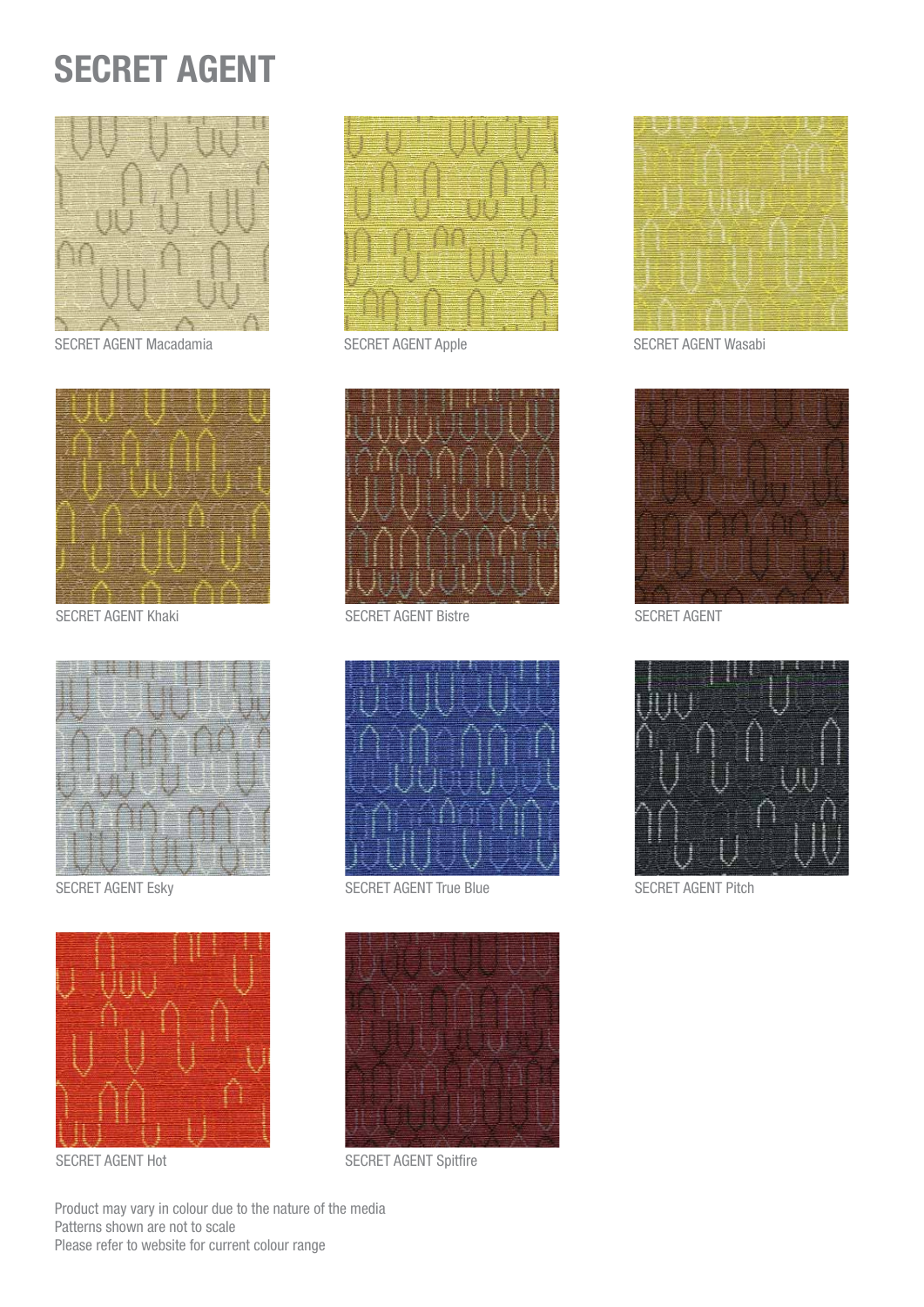# SECRET AGENT

SECRET AGENT Macadamia

SECRET AGENT Apple

SECRET AGENT Wasabi

SECRET AGENT Khaki

SECRET AGENT Bistre

SECRET AGENT

SECRET AGENT Esky

SECRET AGENT True Blue

SECRET AGENT Pitch

SECRET AGENT Hot

SECRET AGENT Spitfire

Product may vary in colour due to the nature of the media
Patterns shown are not to scale
Please refer to website for current colour range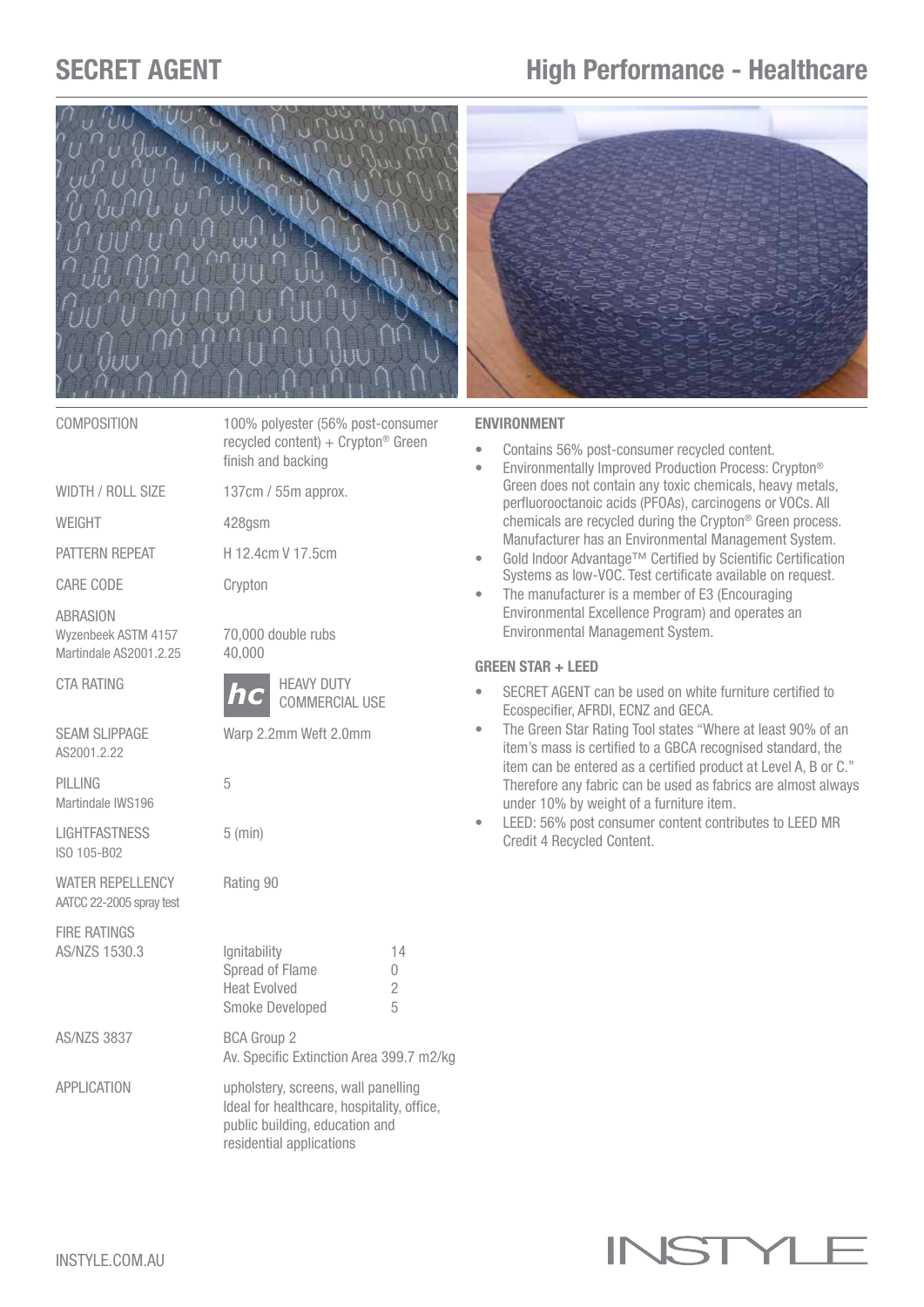# SECRET AGENT

## High Performance - Healthcare

| | |
|---|---|
| COMPOSITION | 100% polyester (56% post-consumer recycled content) + Crypton® Green finish and backing |
| WIDTH / ROLL SIZE | 137cm / 55m approx. |
| WEIGHT | 428gsm |
| PATTERN REPEAT | H 12.4cm V 17.5cm |
| CARE CODE | Crypton |
| ABRASION<br>Wyzenbeek ASTM 4157<br>Martindale AS2001.2.25 | <br>70,000 double rubs<br>40,000 |
| CTA RATING | hc HEAVY DUTY COMMERCIAL USE |
| SEAM SLIPPAGE<br>AS2001.2.22 | Warp 2.2mm Weft 2.0mm |
| PILLING<br>Martindale IWS196 | 5 |
| LIGHTFASTNESS<br>ISO 105-B02 | 5 (min) |
| WATER REPELLENCY<br>AATCC 22-2005 spray test | Rating 90 |
| FIRE RATINGS<br>AS/NZS 1530.3 | Ignitability 14<br>Spread of Flame 0<br>Heat Evolved 2<br>Smoke Developed 5 |
| AS/NZS 3837 | BCA Group 2<br>Av. Specific Extinction Area 399.7 m2/kg |
| APPLICATION | upholstery, screens, wall panelling<br>Ideal for healthcare, hospitality, office, public building, education and residential applications |

### ENVIRONMENT

- Contains 56% post-consumer recycled content.
- Environmentally Improved Production Process: Crypton® Green does not contain any toxic chemicals, heavy metals, perfluorooctanoic acids (PFOAs), carcinogens or VOCs. All chemicals are recycled during the Crypton® Green process. Manufacturer has an Environmental Management System.
- Gold Indoor Advantage™ Certified by Scientific Certification Systems as low-VOC. Test certificate available on request.
- The manufacturer is a member of E3 (Encouraging Environmental Excellence Program) and operates an Environmental Management System.

### GREEN STAR + LEED

- SECRET AGENT can be used on white furniture certified to Ecospecifier, AFRDI, ECNZ and GECA.
- The Green Star Rating Tool states "Where at least 90% of an item's mass is certified to a GBCA recognised standard, the item can be entered as a certified product at Level A, B or C." Therefore any fabric can be used as fabrics are almost always under 10% by weight of a furniture item.
- LEED: 56% post consumer content contributes to LEED MR Credit 4 Recycled Content.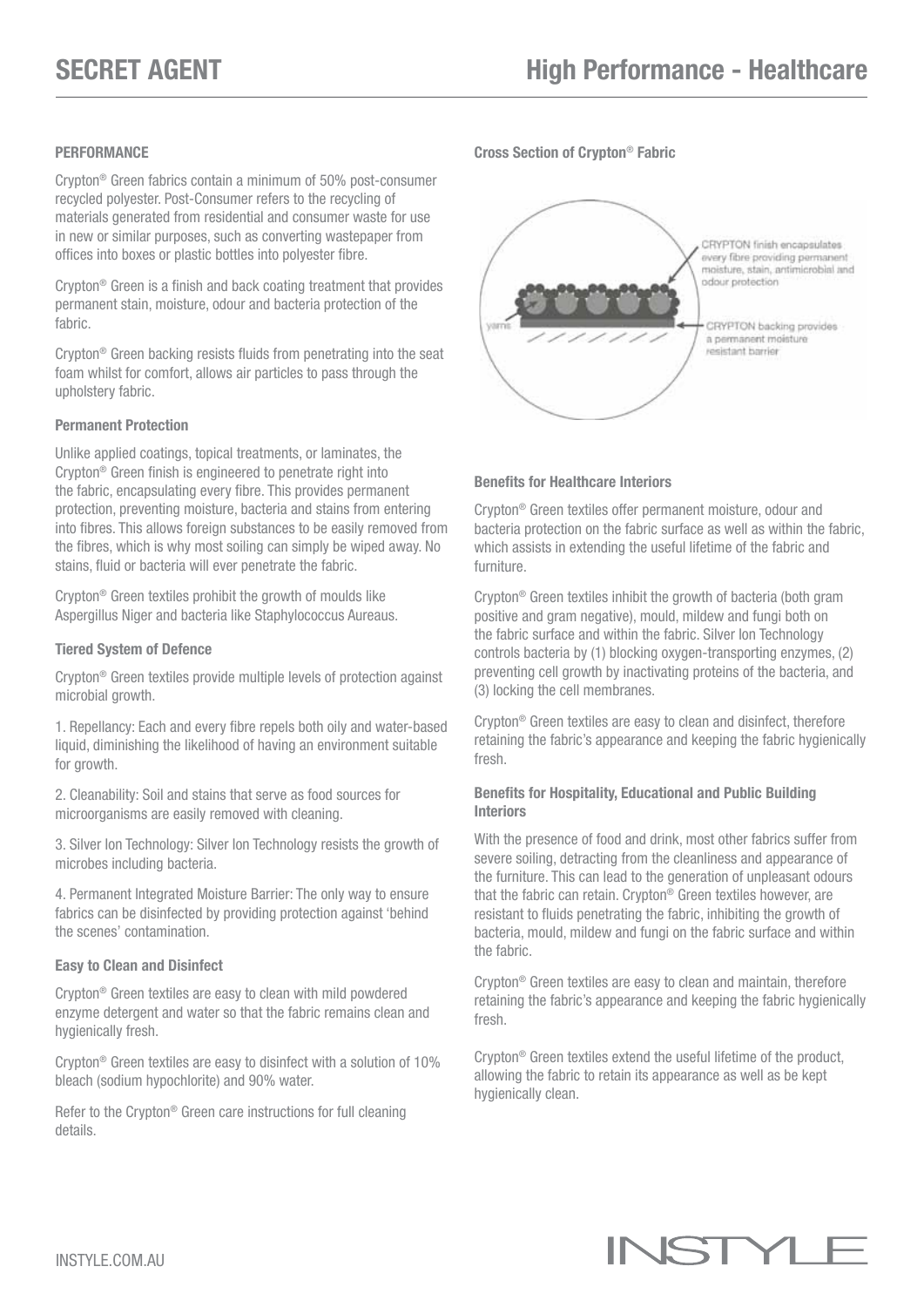# SECRET AGENT

## High Performance - Healthcare

#### PERFORMANCE

Crypton® Green fabrics contain a minimum of 50% post-consumer recycled polyester. Post-Consumer refers to the recycling of materials generated from residential and consumer waste for use in new or similar purposes, such as converting wastepaper from offices into boxes or plastic bottles into polyester fibre.

Crypton® Green is a finish and back coating treatment that provides permanent stain, moisture, odour and bacteria protection of the fabric.

Crypton® Green backing resists fluids from penetrating into the seat foam whilst for comfort, allows air particles to pass through the upholstery fabric.

#### Permanent Protection

Unlike applied coatings, topical treatments, or laminates, the Crypton® Green finish is engineered to penetrate right into the fabric, encapsulating every fibre. This provides permanent protection, preventing moisture, bacteria and stains from entering into fibres. This allows foreign substances to be easily removed from the fibres, which is why most soiling can simply be wiped away. No stains, fluid or bacteria will ever penetrate the fabric.

Crypton® Green textiles prohibit the growth of moulds like Aspergillus Niger and bacteria like Staphylococcus Aureaus.

#### Tiered System of Defence

Crypton® Green textiles provide multiple levels of protection against microbial growth.

1. Repellancy: Each and every fibre repels both oily and water-based liquid, diminishing the likelihood of having an environment suitable for growth.

2. Cleanability: Soil and stains that serve as food sources for microorganisms are easily removed with cleaning.

3. Silver Ion Technology: Silver Ion Technology resists the growth of microbes including bacteria.

4. Permanent Integrated Moisture Barrier: The only way to ensure fabrics can be disinfected by providing protection against 'behind the scenes' contamination.

#### Easy to Clean and Disinfect

Crypton® Green textiles are easy to clean with mild powdered enzyme detergent and water so that the fabric remains clean and hygienically fresh.

Crypton® Green textiles are easy to disinfect with a solution of 10% bleach (sodium hypochlorite) and 90% water.

Refer to the Crypton® Green care instructions for full cleaning details.

#### Cross Section of Crypton® Fabric

yarns

CRYPTON finish encapsulates every fibre providing permanent moisture, stain, antimicrobial and odour protection

CRYPTON backing provides a permanent moisture resistant barrier

#### Benefits for Healthcare Interiors

Crypton® Green textiles offer permanent moisture, odour and bacteria protection on the fabric surface as well as within the fabric, which assists in extending the useful lifetime of the fabric and furniture.

Crypton® Green textiles inhibit the growth of bacteria (both gram positive and gram negative), mould, mildew and fungi both on the fabric surface and within the fabric. Silver Ion Technology controls bacteria by (1) blocking oxygen-transporting enzymes, (2) preventing cell growth by inactivating proteins of the bacteria, and (3) locking the cell membranes.

Crypton® Green textiles are easy to clean and disinfect, therefore retaining the fabric's appearance and keeping the fabric hygienically fresh.

#### Benefits for Hospitality, Educational and Public Building Interiors

With the presence of food and drink, most other fabrics suffer from severe soiling, detracting from the cleanliness and appearance of the furniture. This can lead to the generation of unpleasant odours that the fabric can retain. Crypton® Green textiles however, are resistant to fluids penetrating the fabric, inhibiting the growth of bacteria, mould, mildew and fungi on the fabric surface and within the fabric.

Crypton® Green textiles are easy to clean and maintain, therefore retaining the fabric's appearance and keeping the fabric hygienically fresh.

Crypton® Green textiles extend the useful lifetime of the product, allowing the fabric to retain its appearance as well as be kept hygienically clean.

INSTYLE.COM.AU

INSTYLE